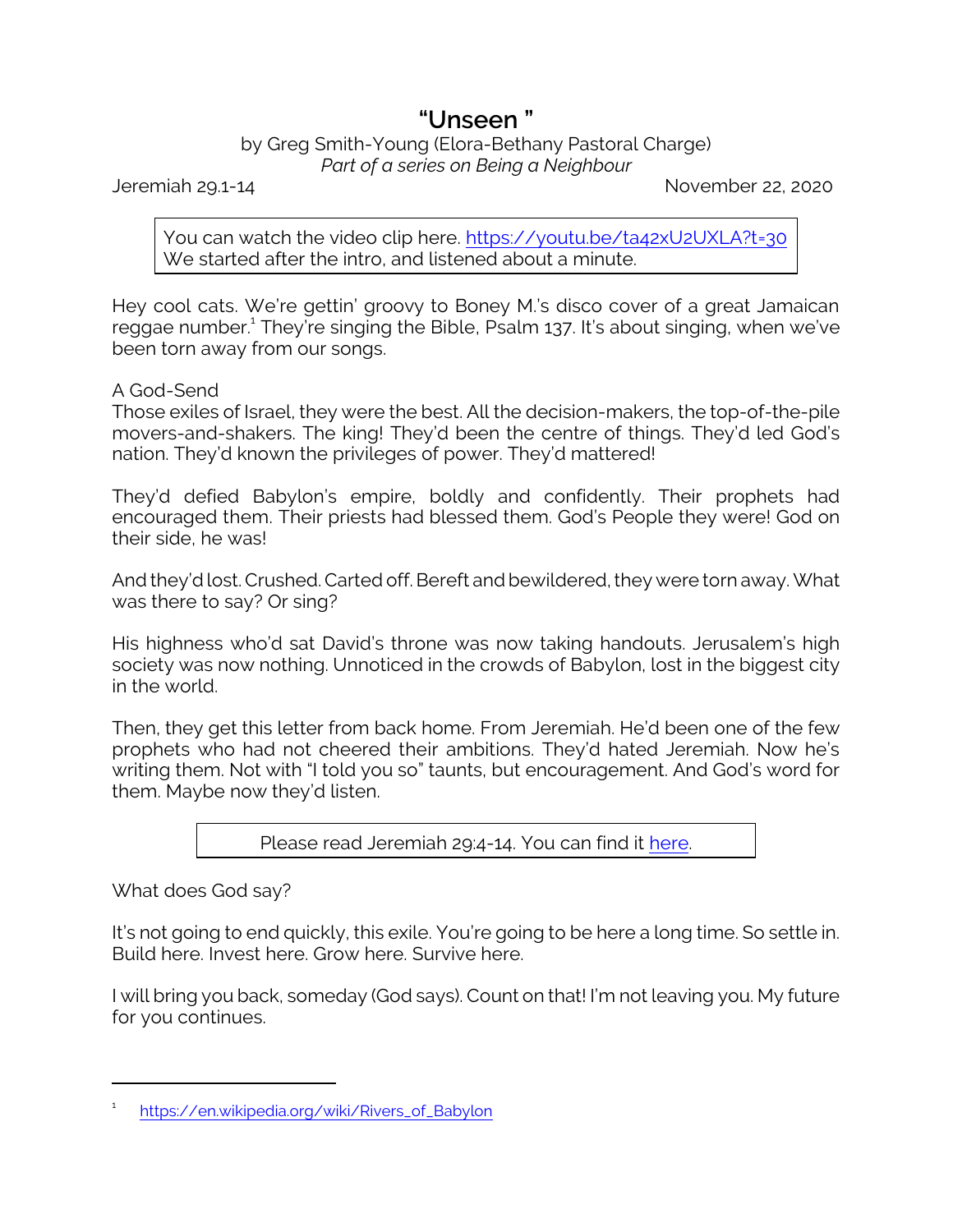# "Unseen "

by Greg Smith-Young (Elora-Bethany Pastoral Charge)
*Part of a series on Being a Neighbour*

Jeremiah 29.1-14 November 22, 2020

> You can watch the video clip here. https://youtu.be/ta42xU2UXLA?t=30
> We started after the intro, and listened about a minute.

Hey cool cats. We're gettin' groovy to Boney M.'s disco cover of a great Jamaican reggae number.[1] They're singing the Bible, Psalm 137. It's about singing, when we've been torn away from our songs.

A God-Send

Those exiles of Israel, they were the best. All the decision-makers, the top-of-the-pile movers-and-shakers. The king! They'd been the centre of things. They'd led God's nation. They'd known the privileges of power. They'd mattered!

They'd defied Babylon's empire, boldly and confidently. Their prophets had encouraged them. Their priests had blessed them. God's People they were! God on their side, he was!

And they'd lost. Crushed. Carted off. Bereft and bewildered, they were torn away. What was there to say? Or sing?

His highness who'd sat David's throne was now taking handouts. Jerusalem's high society was now nothing. Unnoticed in the crowds of Babylon, lost in the biggest city in the world.

Then, they get this letter from back home. From Jeremiah. He'd been one of the few prophets who had not cheered their ambitions. They'd hated Jeremiah. Now he's writing them. Not with "I told you so" taunts, but encouragement. And God's word for them. Maybe now they'd listen.

> Please read Jeremiah 29:4-14. You can find it here.

What does God say?

It's not going to end quickly, this exile. You're going to be here a long time. So settle in. Build here. Invest here. Grow here. Survive here.

I will bring you back, someday (God says). Count on that! I'm not leaving you. My future for you continues.

---

[1] https://en.wikipedia.org/wiki/Rivers_of_Babylon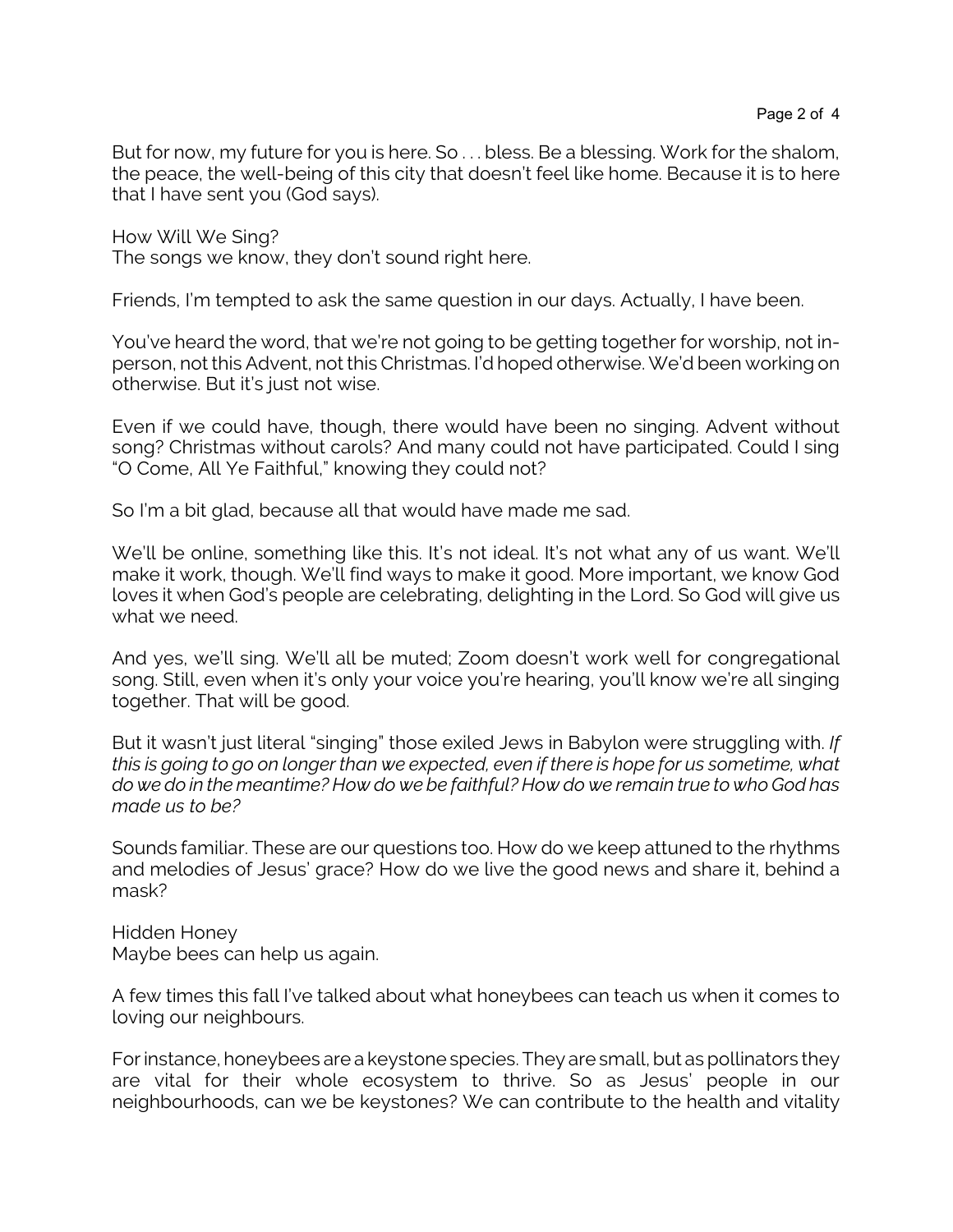But for now, my future for you is here. So . . . bless. Be a blessing. Work for the shalom, the peace, the well-being of this city that doesn't feel like home. Because it is to here that I have sent you (God says).

## How Will We Sing?

The songs we know, they don't sound right here.

Friends, I'm tempted to ask the same question in our days. Actually, I have been.

You've heard the word, that we're not going to be getting together for worship, not in-person, not this Advent, not this Christmas. I'd hoped otherwise. We'd been working on otherwise. But it's just not wise.

Even if we could have, though, there would have been no singing. Advent without song? Christmas without carols? And many could not have participated. Could I sing "O Come, All Ye Faithful," knowing they could not?

So I'm a bit glad, because all that would have made me sad.

We'll be online, something like this. It's not ideal. It's not what any of us want. We'll make it work, though. We'll find ways to make it good. More important, we know God loves it when God's people are celebrating, delighting in the Lord. So God will give us what we need.

And yes, we'll sing. We'll all be muted; Zoom doesn't work well for congregational song. Still, even when it's only your voice you're hearing, you'll know we're all singing together. That will be good.

But it wasn't just literal "singing" those exiled Jews in Babylon were struggling with. *If this is going to go on longer than we expected, even if there is hope for us sometime, what do we do in the meantime? How do we be faithful? How do we remain true to who God has made us to be?*

Sounds familiar. These are our questions too. How do we keep attuned to the rhythms and melodies of Jesus' grace? How do we live the good news and share it, behind a mask?

## Hidden Honey

Maybe bees can help us again.

A few times this fall I've talked about what honeybees can teach us when it comes to loving our neighbours.

For instance, honeybees are a keystone species. They are small, but as pollinators they are vital for their whole ecosystem to thrive. So as Jesus' people in our neighbourhoods, can we be keystones? We can contribute to the health and vitality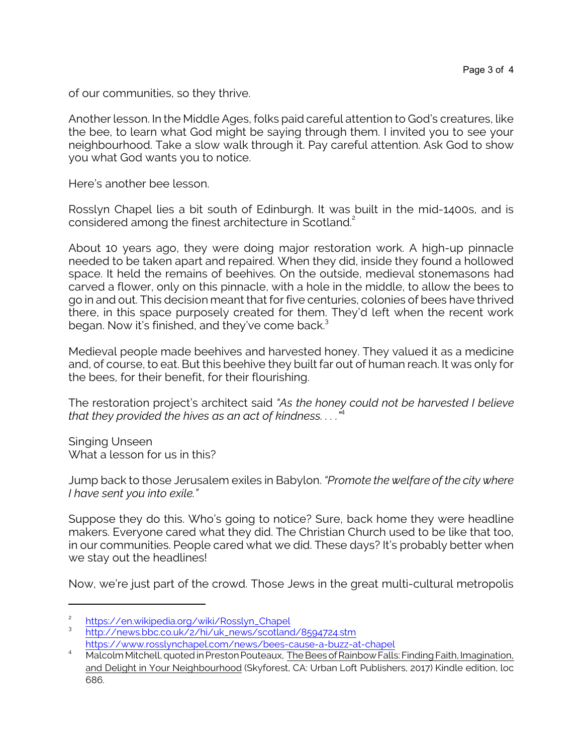of our communities, so they thrive.

Another lesson. In the Middle Ages, folks paid careful attention to God's creatures, like the bee, to learn what God might be saying through them. I invited you to see your neighbourhood. Take a slow walk through it. Pay careful attention. Ask God to show you what God wants you to notice.

Here's another bee lesson.

Rosslyn Chapel lies a bit south of Edinburgh. It was built in the mid-1400s, and is considered among the finest architecture in Scotland.[2]

About 10 years ago, they were doing major restoration work. A high-up pinnacle needed to be taken apart and repaired. When they did, inside they found a hollowed space. It held the remains of beehives. On the outside, medieval stonemasons had carved a flower, only on this pinnacle, with a hole in the middle, to allow the bees to go in and out. This decision meant that for five centuries, colonies of bees have thrived there, in this space purposely created for them. They'd left when the recent work began. Now it's finished, and they've come back.[3]

Medieval people made beehives and harvested honey. They valued it as a medicine and, of course, to eat. But this beehive they built far out of human reach. It was only for the bees, for their benefit, for their flourishing.

The restoration project's architect said *"As the honey could not be harvested I believe that they provided the hives as an act of kindness. . . ."*[4]

Singing Unseen
What a lesson for us in this?

Jump back to those Jerusalem exiles in Babylon. *"Promote the welfare of the city where I have sent you into exile."*

Suppose they do this. Who's going to notice? Sure, back home they were headline makers. Everyone cared what they did. The Christian Church used to be like that too, in our communities. People cared what we did. These days? It's probably better when we stay out the headlines!

Now, we're just part of the crowd. Those Jews in the great multi-cultural metropolis

---

[2] https://en.wikipedia.org/wiki/Rosslyn_Chapel

[3] http://news.bbc.co.uk/2/hi/uk_news/scotland/8594724.stm
https://www.rosslynchapel.com/news/bees-cause-a-buzz-at-chapel

[4] Malcolm Mitchell, quoted in Preston Pouteaux, The Bees of Rainbow Falls: Finding Faith, Imagination, and Delight in Your Neighbourhood (Skyforest, CA: Urban Loft Publishers, 2017) Kindle edition, loc 686.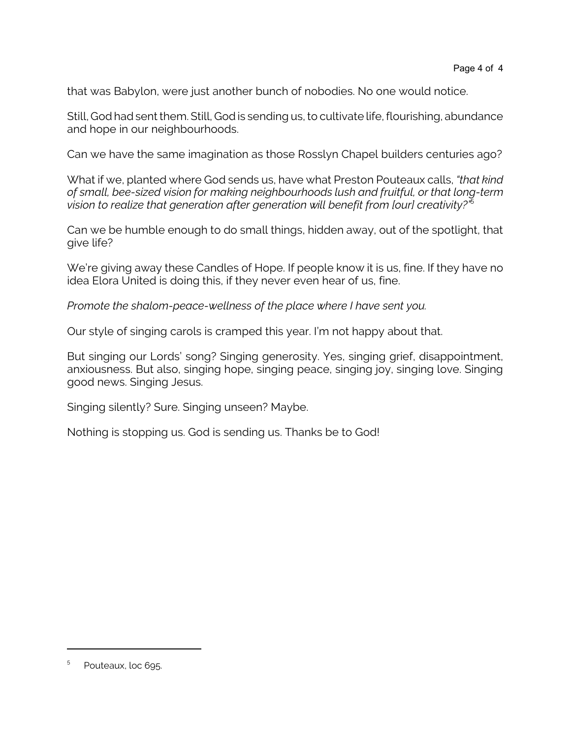that was Babylon, were just another bunch of nobodies. No one would notice.

Still, God had sent them. Still, God is sending us, to cultivate life, flourishing, abundance and hope in our neighbourhoods.

Can we have the same imagination as those Rosslyn Chapel builders centuries ago?

What if we, planted where God sends us, have what Preston Pouteaux calls, *"that kind of small, bee-sized vision for making neighbourhoods lush and fruitful, or that long-term vision to realize that generation after generation will benefit from [our] creativity?"*[5]

Can we be humble enough to do small things, hidden away, out of the spotlight, that give life?

We're giving away these Candles of Hope. If people know it is us, fine. If they have no idea Elora United is doing this, if they never even hear of us, fine.

*Promote the shalom-peace-wellness of the place where I have sent you.*

Our style of singing carols is cramped this year. I'm not happy about that.

But singing our Lords' song? Singing generosity. Yes, singing grief, disappointment, anxiousness. But also, singing hope, singing peace, singing joy, singing love. Singing good news. Singing Jesus.

Singing silently? Sure. Singing unseen? Maybe.

Nothing is stopping us. God is sending us. Thanks be to God!

---

[5] Pouteaux, loc 695.